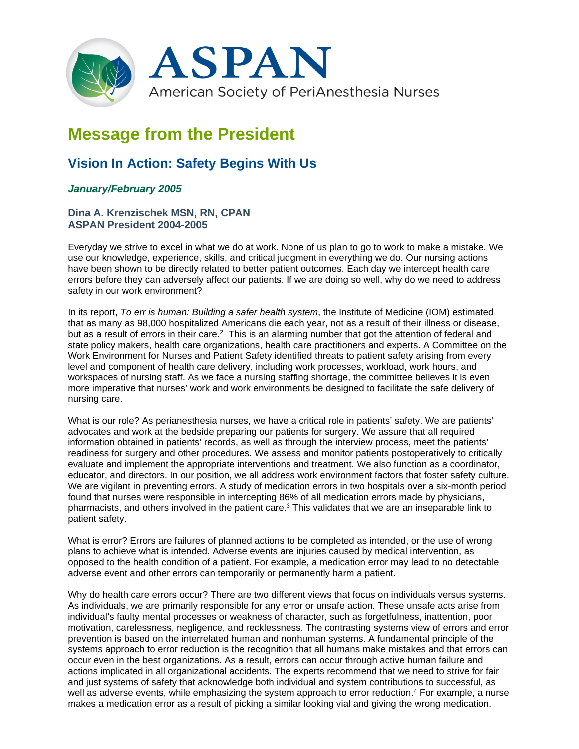# ASPAN

American Society of PeriAnesthesia Nurses

## Message from the President

### Vision In Action: Safety Begins With Us

***January/February 2005***

**Dina A. Krenzischek MSN, RN, CPAN**
**ASPAN President 2004-2005**

Everyday we strive to excel in what we do at work. None of us plan to go to work to make a mistake. We use our knowledge, experience, skills, and critical judgment in everything we do. Our nursing actions have been shown to be directly related to better patient outcomes. Each day we intercept health care errors before they can adversely affect our patients. If we are doing so well, why do we need to address safety in our work environment?

In its report, *To err is human: Building a safer health system*, the Institute of Medicine (IOM) estimated that as many as 98,000 hospitalized Americans die each year, not as a result of their illness or disease, but as a result of errors in their care.[2] This is an alarming number that got the attention of federal and state policy makers, health care organizations, health care practitioners and experts. A Committee on the Work Environment for Nurses and Patient Safety identified threats to patient safety arising from every level and component of health care delivery, including work processes, workload, work hours, and workspaces of nursing staff. As we face a nursing staffing shortage, the committee believes it is even more imperative that nurses' work and work environments be designed to facilitate the safe delivery of nursing care.

What is our role? As perianesthesia nurses, we have a critical role in patients' safety. We are patients' advocates and work at the bedside preparing our patients for surgery. We assure that all required information obtained in patients' records, as well as through the interview process, meet the patients' readiness for surgery and other procedures. We assess and monitor patients postoperatively to critically evaluate and implement the appropriate interventions and treatment. We also function as a coordinator, educator, and directors. In our position, we all address work environment factors that foster safety culture. We are vigilant in preventing errors. A study of medication errors in two hospitals over a six-month period found that nurses were responsible in intercepting 86% of all medication errors made by physicians, pharmacists, and others involved in the patient care.[3] This validates that we are an inseparable link to patient safety.

What is error? Errors are failures of planned actions to be completed as intended, or the use of wrong plans to achieve what is intended. Adverse events are injuries caused by medical intervention, as opposed to the health condition of a patient. For example, a medication error may lead to no detectable adverse event and other errors can temporarily or permanently harm a patient.

Why do health care errors occur? There are two different views that focus on individuals versus systems. As individuals, we are primarily responsible for any error or unsafe action. These unsafe acts arise from individual's faulty mental processes or weakness of character, such as forgetfulness, inattention, poor motivation, carelessness, negligence, and recklessness. The contrasting systems view of errors and error prevention is based on the interrelated human and nonhuman systems. A fundamental principle of the systems approach to error reduction is the recognition that all humans make mistakes and that errors can occur even in the best organizations. As a result, errors can occur through active human failure and actions implicated in all organizational accidents. The experts recommend that we need to strive for fair and just systems of safety that acknowledge both individual and system contributions to successful, as well as adverse events, while emphasizing the system approach to error reduction.[4] For example, a nurse makes a medication error as a result of picking a similar looking vial and giving the wrong medication.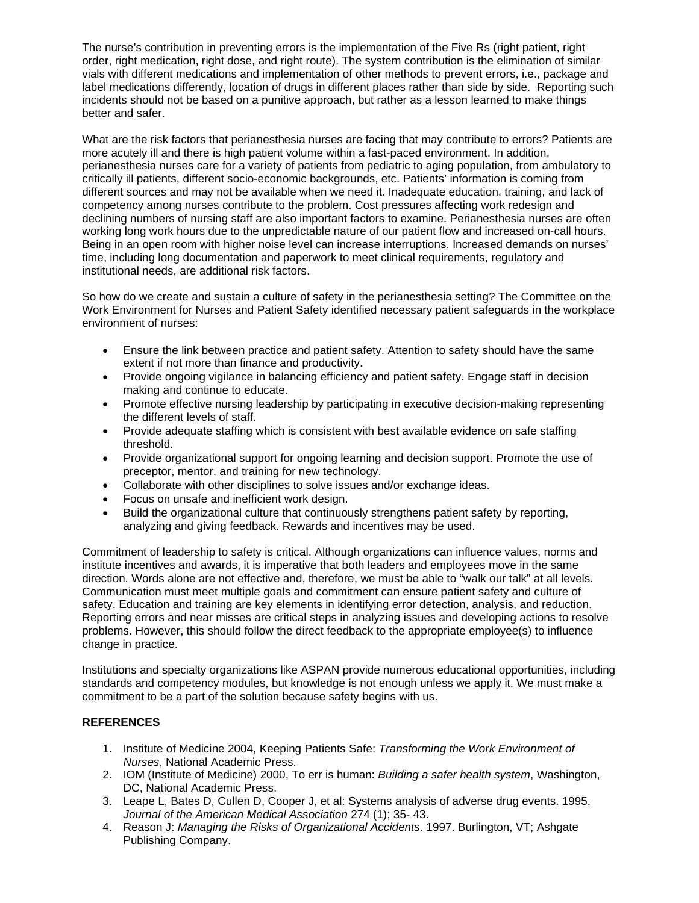The nurse's contribution in preventing errors is the implementation of the Five Rs (right patient, right order, right medication, right dose, and right route). The system contribution is the elimination of similar vials with different medications and implementation of other methods to prevent errors, i.e., package and label medications differently, location of drugs in different places rather than side by side. Reporting such incidents should not be based on a punitive approach, but rather as a lesson learned to make things better and safer.

What are the risk factors that perianesthesia nurses are facing that may contribute to errors? Patients are more acutely ill and there is high patient volume within a fast-paced environment. In addition, perianesthesia nurses care for a variety of patients from pediatric to aging population, from ambulatory to critically ill patients, different socio-economic backgrounds, etc. Patients' information is coming from different sources and may not be available when we need it. Inadequate education, training, and lack of competency among nurses contribute to the problem. Cost pressures affecting work redesign and declining numbers of nursing staff are also important factors to examine. Perianesthesia nurses are often working long work hours due to the unpredictable nature of our patient flow and increased on-call hours. Being in an open room with higher noise level can increase interruptions. Increased demands on nurses' time, including long documentation and paperwork to meet clinical requirements, regulatory and institutional needs, are additional risk factors.

So how do we create and sustain a culture of safety in the perianesthesia setting? The Committee on the Work Environment for Nurses and Patient Safety identified necessary patient safeguards in the workplace environment of nurses:

- Ensure the link between practice and patient safety. Attention to safety should have the same extent if not more than finance and productivity.
- Provide ongoing vigilance in balancing efficiency and patient safety. Engage staff in decision making and continue to educate.
- Promote effective nursing leadership by participating in executive decision-making representing the different levels of staff.
- Provide adequate staffing which is consistent with best available evidence on safe staffing threshold.
- Provide organizational support for ongoing learning and decision support. Promote the use of preceptor, mentor, and training for new technology.
- Collaborate with other disciplines to solve issues and/or exchange ideas.
- Focus on unsafe and inefficient work design.
- Build the organizational culture that continuously strengthens patient safety by reporting, analyzing and giving feedback. Rewards and incentives may be used.

Commitment of leadership to safety is critical. Although organizations can influence values, norms and institute incentives and awards, it is imperative that both leaders and employees move in the same direction. Words alone are not effective and, therefore, we must be able to "walk our talk" at all levels. Communication must meet multiple goals and commitment can ensure patient safety and culture of safety. Education and training are key elements in identifying error detection, analysis, and reduction. Reporting errors and near misses are critical steps in analyzing issues and developing actions to resolve problems. However, this should follow the direct feedback to the appropriate employee(s) to influence change in practice.

Institutions and specialty organizations like ASPAN provide numerous educational opportunities, including standards and competency modules, but knowledge is not enough unless we apply it. We must make a commitment to be a part of the solution because safety begins with us.

**REFERENCES**

1. Institute of Medicine 2004, Keeping Patients Safe: *Transforming the Work Environment of Nurses*, National Academic Press.
2. IOM (Institute of Medicine) 2000, To err is human: *Building a safer health system*, Washington, DC, National Academic Press.
3. Leape L, Bates D, Cullen D, Cooper J, et al: Systems analysis of adverse drug events. 1995. *Journal of the American Medical Association* 274 (1); 35- 43.
4. Reason J: *Managing the Risks of Organizational Accidents*. 1997. Burlington, VT; Ashgate Publishing Company.